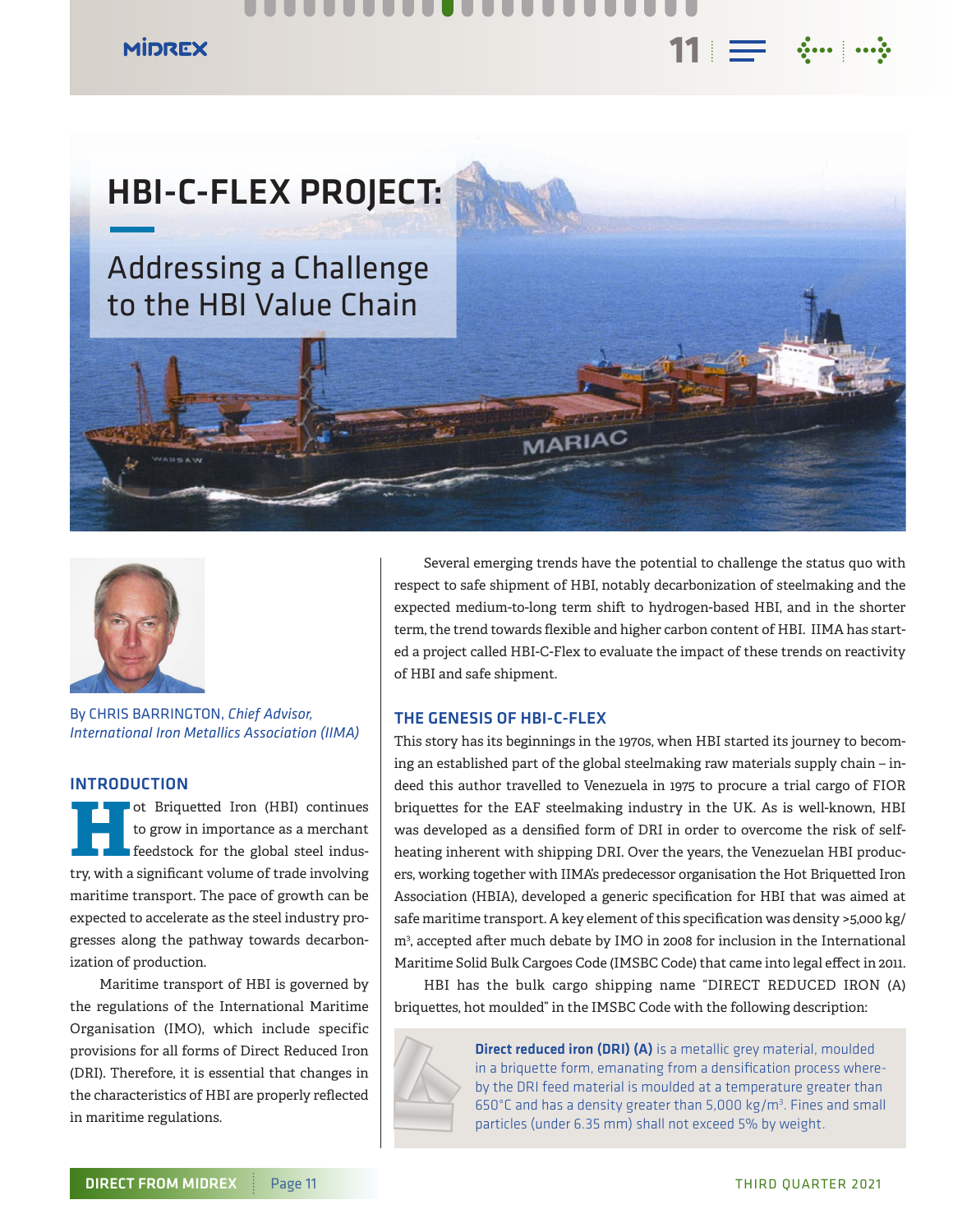# HBI-C-FLEX PROJECT:

## Addressing a Challenge to the HBI Value Chain

By CHRIS BARRINGTON, *Chief Advisor, International Iron Metallics Association (IIMA)*

### INTRODUCTION

Hot Briquetted Iron (HBI) continues to grow in importance as a merchant feedstock for the global steel industry, with a significant volume of trade involving maritime transport. The pace of growth can be expected to accelerate as the steel industry progresses along the pathway towards decarbonization of production.

Maritime transport of HBI is governed by the regulations of the International Maritime Organisation (IMO), which include specific provisions for all forms of Direct Reduced Iron (DRI). Therefore, it is essential that changes in the characteristics of HBI are properly reflected in maritime regulations.

Several emerging trends have the potential to challenge the status quo with respect to safe shipment of HBI, notably decarbonization of steelmaking and the expected medium-to-long term shift to hydrogen-based HBI, and in the shorter term, the trend towards flexible and higher carbon content of HBI. IIMA has started a project called HBI-C-Flex to evaluate the impact of these trends on reactivity of HBI and safe shipment.

### THE GENESIS OF HBI-C-FLEX

This story has its beginnings in the 1970s, when HBI started its journey to becoming an established part of the global steelmaking raw materials supply chain – indeed this author travelled to Venezuela in 1975 to procure a trial cargo of FIOR briquettes for the EAF steelmaking industry in the UK. As is well-known, HBI was developed as a densified form of DRI in order to overcome the risk of self-heating inherent with shipping DRI. Over the years, the Venezuelan HBI producers, working together with IIMA's predecessor organisation the Hot Briquetted Iron Association (HBIA), developed a generic specification for HBI that was aimed at safe maritime transport. A key element of this specification was density >5,000 kg/m$^3$, accepted after much debate by IMO in 2008 for inclusion in the International Maritime Solid Bulk Cargoes Code (IMSBC Code) that came into legal effect in 2011.

HBI has the bulk cargo shipping name "DIRECT REDUCED IRON (A) briquettes, hot moulded" in the IMSBC Code with the following description:

> **Direct reduced iron (DRI) (A)** is a metallic grey material, moulded in a briquette form, emanating from a densification process whereby the DRI feed material is moulded at a temperature greater than 650°C and has a density greater than 5,000 kg/m$^3$. Fines and small particles (under 6.35 mm) shall not exceed 5% by weight.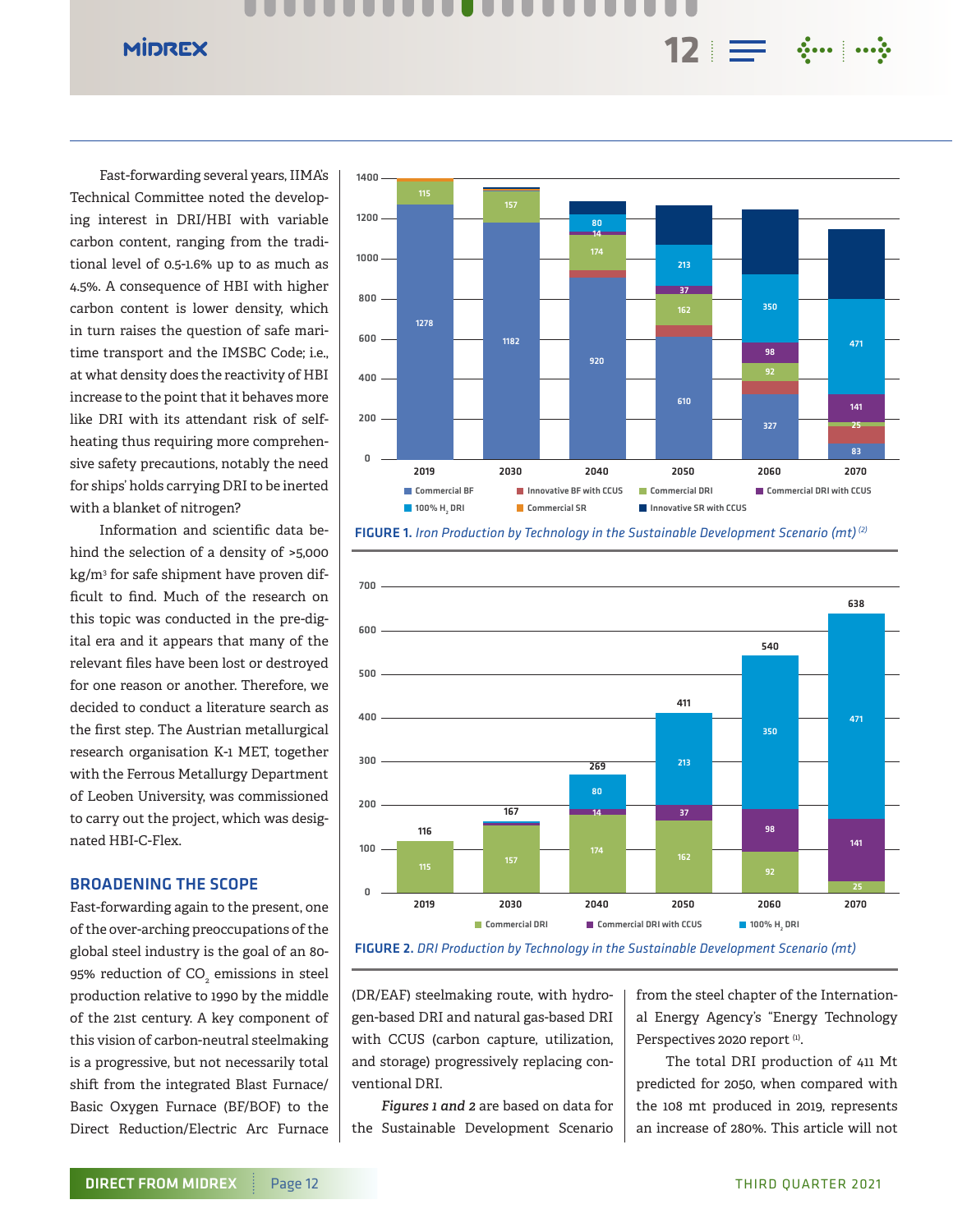Fast-forwarding several years, IIMA's Technical Committee noted the developing interest in DRI/HBI with variable carbon content, ranging from the traditional level of 0.5-1.6% up to as much as 4.5%. A consequence of HBI with higher carbon content is lower density, which in turn raises the question of safe maritime transport and the IMSBC Code; i.e., at what density does the reactivity of HBI increase to the point that it behaves more like DRI with its attendant risk of self-heating thus requiring more comprehensive safety precautions, notably the need for ships' holds carrying DRI to be inerted with a blanket of nitrogen?

Information and scientific data behind the selection of a density of >5,000 kg/m³ for safe shipment have proven difficult to find. Much of the research on this topic was conducted in the pre-digital era and it appears that many of the relevant files have been lost or destroyed for one reason or another. Therefore, we decided to conduct a literature search as the first step. The Austrian metallurgical research organisation K-1 MET, together with the Ferrous Metallurgy Department of Leoben University, was commissioned to carry out the project, which was designated HBI-C-Flex.

## BROADENING THE SCOPE

Fast-forwarding again to the present, one of the over-arching preoccupations of the global steel industry is the goal of an 80-95% reduction of $CO_2$ emissions in steel production relative to 1990 by the middle of the 21st century. A key component of this vision of carbon-neutral steelmaking is a progressive, but not necessarily total shift from the integrated Blast Furnace/Basic Oxygen Furnace (BF/BOF) to the Direct Reduction/Electric Arc Furnace (DR/EAF) steelmaking route, with hydrogen-based DRI and natural gas-based DRI with CCUS (carbon capture, utilization, and storage) progressively replacing conventional DRI.

*Figures 1 and 2* are based on data for the Sustainable Development Scenario from the steel chapter of the International Energy Agency's "Energy Technology Perspectives 2020 report [1].

The total DRI production of 411 Mt predicted for 2050, when compared with the 108 mt produced in 2019, represents an increase of 280%. This article will not

| | 2019 | 2030 | 2040 | 2050 | 2060 | 2070 |
|---|---|---|---|---|---|---|
| Commercial BF | 1278 | 1182 | 920 | 610 | 327 | 83 |
| Commercial DRI | 115 | 157 | 174 | 162 | 92 | 25 |
| Commercial DRI with CCUS | | | 14 | 37 | 98 | 141 |
| 100% $H_2$ DRI | | | 80 | 213 | 350 | 471 |

**FIGURE 1.** *Iron Production by Technology in the Sustainable Development Scenario (mt)* [2]

| | 2019 | 2030 | 2040 | 2050 | 2060 | 2070 |
|---|---|---|---|---|---|---|
| Commercial DRI | 115 | 157 | 174 | 162 | 92 | 25 |
| Commercial DRI with CCUS | | | 14 | 37 | 98 | 141 |
| 100% $H_2$ DRI | | | 80 | 213 | 350 | 471 |
| Total | 116 | 167 | 269 | 411 | 540 | 638 |

**FIGURE 2.** *DRI Production by Technology in the Sustainable Development Scenario (mt)*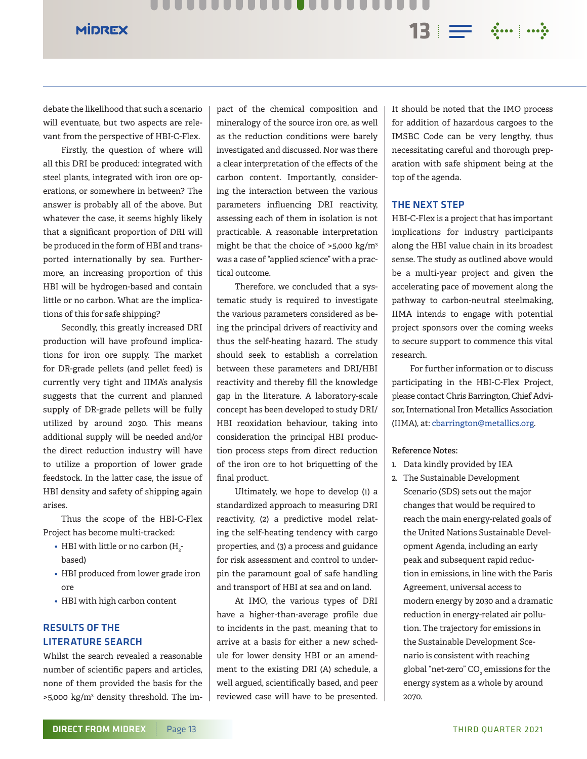debate the likelihood that such a scenario will eventuate, but two aspects are relevant from the perspective of HBI-C-Flex.

Firstly, the question of where will all this DRI be produced: integrated with steel plants, integrated with iron ore operations, or somewhere in between? The answer is probably all of the above. But whatever the case, it seems highly likely that a significant proportion of DRI will be produced in the form of HBI and transported internationally by sea. Furthermore, an increasing proportion of this HBI will be hydrogen-based and contain little or no carbon. What are the implications of this for safe shipping?

Secondly, this greatly increased DRI production will have profound implications for iron ore supply. The market for DR-grade pellets (and pellet feed) is currently very tight and IIMA's analysis suggests that the current and planned supply of DR-grade pellets will be fully utilized by around 2030. This means additional supply will be needed and/or the direct reduction industry will have to utilize a proportion of lower grade feedstock. In the latter case, the issue of HBI density and safety of shipping again arises.

Thus the scope of the HBI-C-Flex Project has become multi-tracked:

- HBI with little or no carbon ($H_2$-based)
- HBI produced from lower grade iron ore
- HBI with high carbon content

## RESULTS OF THE LITERATURE SEARCH

Whilst the search revealed a reasonable number of scientific papers and articles, none of them provided the basis for the >5,000 kg/m$^3$ density threshold. The impact of the chemical composition and mineralogy of the source iron ore, as well as the reduction conditions were barely investigated and discussed. Nor was there a clear interpretation of the effects of the carbon content. Importantly, considering the interaction between the various parameters influencing DRI reactivity, assessing each of them in isolation is not practicable. A reasonable interpretation might be that the choice of >5,000 kg/m$^3$ was a case of "applied science" with a practical outcome.

Therefore, we concluded that a systematic study is required to investigate the various parameters considered as being the principal drivers of reactivity and thus the self-heating hazard. The study should seek to establish a correlation between these parameters and DRI/HBI reactivity and thereby fill the knowledge gap in the literature. A laboratory-scale concept has been developed to study DRI/HBI reoxidation behaviour, taking into consideration the principal HBI production process steps from direct reduction of the iron ore to hot briquetting of the final product.

Ultimately, we hope to develop (1) a standardized approach to measuring DRI reactivity, (2) a predictive model relating the self-heating tendency with cargo properties, and (3) a process and guidance for risk assessment and control to underpin the paramount goal of safe handling and transport of HBI at sea and on land.

At IMO, the various types of DRI have a higher-than-average profile due to incidents in the past, meaning that to arrive at a basis for either a new schedule for lower density HBI or an amendment to the existing DRI (A) schedule, a well argued, scientifically based, and peer reviewed case will have to be presented. It should be noted that the IMO process for addition of hazardous cargoes to the IMSBC Code can be very lengthy, thus necessitating careful and thorough preparation with safe shipment being at the top of the agenda.

## THE NEXT STEP

HBI-C-Flex is a project that has important implications for industry participants along the HBI value chain in its broadest sense. The study as outlined above would be a multi-year project and given the accelerating pace of movement along the pathway to carbon-neutral steelmaking, IIMA intends to engage with potential project sponsors over the coming weeks to secure support to commence this vital research.

For further information or to discuss participating in the HBI-C-Flex Project, please contact Chris Barrington, Chief Advisor, International Iron Metallics Association (IIMA), at: cbarrington@metallics.org.

**Reference Notes:**

1. Data kindly provided by IEA
2. The Sustainable Development Scenario (SDS) sets out the major changes that would be required to reach the main energy-related goals of the United Nations Sustainable Development Agenda, including an early peak and subsequent rapid reduction in emissions, in line with the Paris Agreement, universal access to modern energy by 2030 and a dramatic reduction in energy-related air pollution. The trajectory for emissions in the Sustainable Development Scenario is consistent with reaching global "net-zero" $CO_2$ emissions for the energy system as a whole by around 2070.